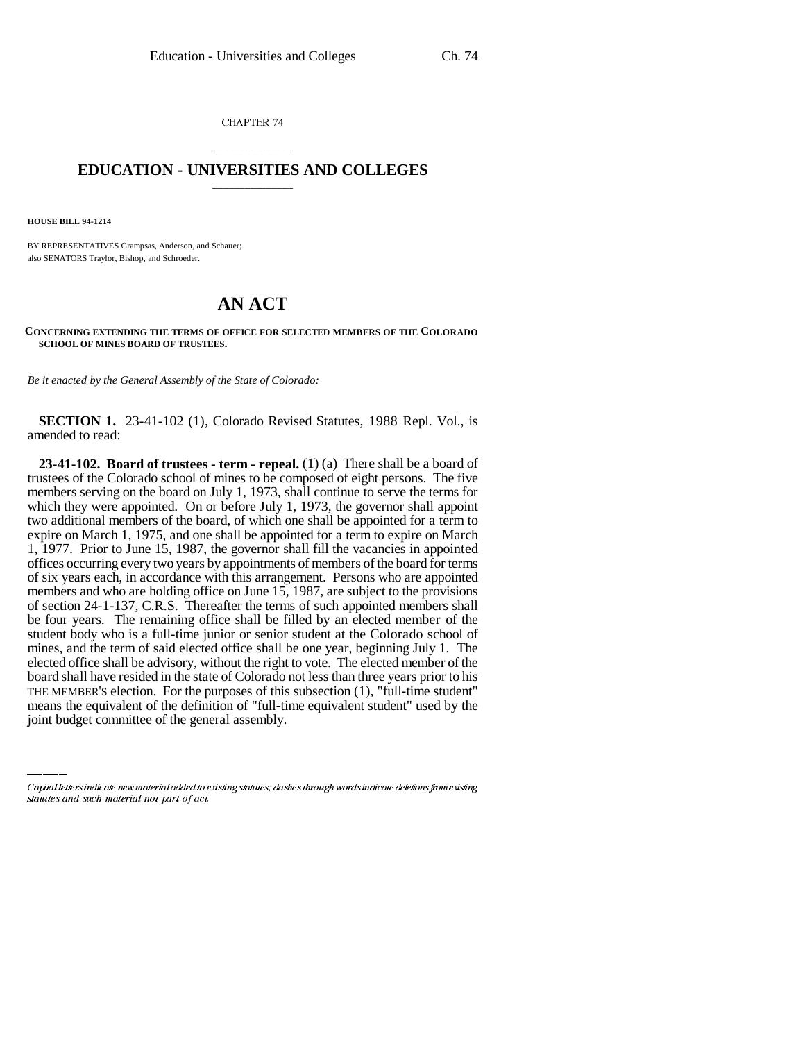CHAPTER 74

# EDUCATION - UNIVERSITIES AND COLLEGES

**HOUSE BILL 94-1214**

BY REPRESENTATIVES Grampsas, Anderson, and Schauer;
also SENATORS Traylor, Bishop, and Schroeder.

# AN ACT

**CONCERNING EXTENDING THE TERMS OF OFFICE FOR SELECTED MEMBERS OF THE COLORADO SCHOOL OF MINES BOARD OF TRUSTEES.**

*Be it enacted by the General Assembly of the State of Colorado:*

**SECTION 1.** 23-41-102 (1), Colorado Revised Statutes, 1988 Repl. Vol., is amended to read:

**23-41-102. Board of trustees - term - repeal.** (1) (a) There shall be a board of trustees of the Colorado school of mines to be composed of eight persons. The five members serving on the board on July 1, 1973, shall continue to serve the terms for which they were appointed. On or before July 1, 1973, the governor shall appoint two additional members of the board, of which one shall be appointed for a term to expire on March 1, 1975, and one shall be appointed for a term to expire on March 1, 1977. Prior to June 15, 1987, the governor shall fill the vacancies in appointed offices occurring every two years by appointments of members of the board for terms of six years each, in accordance with this arrangement. Persons who are appointed members and who are holding office on June 15, 1987, are subject to the provisions of section 24-1-137, C.R.S. Thereafter the terms of such appointed members shall be four years. The remaining office shall be filled by an elected member of the student body who is a full-time junior or senior student at the Colorado school of mines, and the term of said elected office shall be one year, beginning July 1. The elected office shall be advisory, without the right to vote. The elected member of the board shall have resided in the state of Colorado not less than three years prior to ~~his~~ THE MEMBER'S election. For the purposes of this subsection (1), "full-time student" means the equivalent of the definition of "full-time equivalent student" used by the joint budget committee of the general assembly.

*Capital letters indicate new material added to existing statutes; dashes through words indicate deletions from existing statutes and such material not part of act.*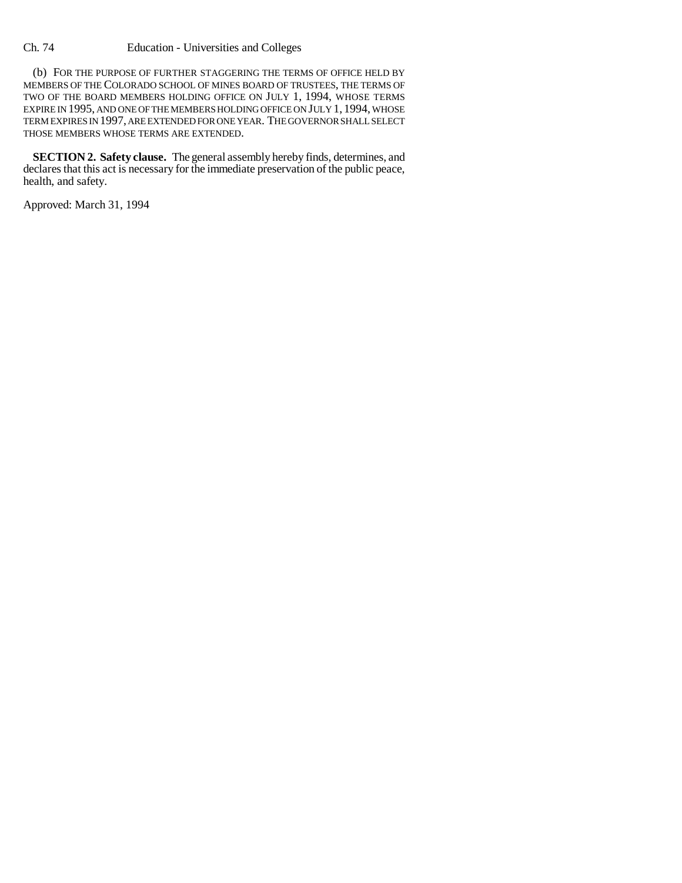(b) FOR THE PURPOSE OF FURTHER STAGGERING THE TERMS OF OFFICE HELD BY MEMBERS OF THE COLORADO SCHOOL OF MINES BOARD OF TRUSTEES, THE TERMS OF TWO OF THE BOARD MEMBERS HOLDING OFFICE ON JULY 1, 1994, WHOSE TERMS EXPIRE IN 1995, AND ONE OF THE MEMBERS HOLDING OFFICE ON JULY 1, 1994, WHOSE TERM EXPIRES IN 1997, ARE EXTENDED FOR ONE YEAR. THE GOVERNOR SHALL SELECT THOSE MEMBERS WHOSE TERMS ARE EXTENDED.

**SECTION 2. Safety clause.** The general assembly hereby finds, determines, and declares that this act is necessary for the immediate preservation of the public peace, health, and safety.

Approved: March 31, 1994